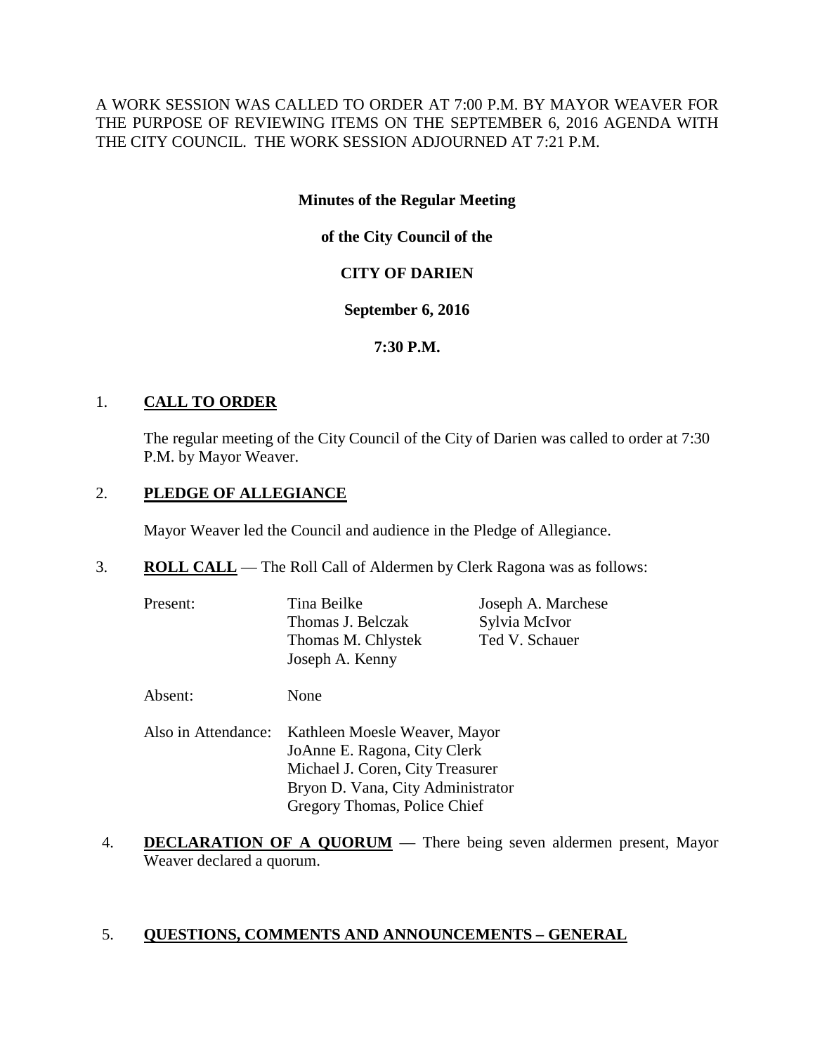A WORK SESSION WAS CALLED TO ORDER AT 7:00 P.M. BY MAYOR WEAVER FOR THE PURPOSE OF REVIEWING ITEMS ON THE SEPTEMBER 6, 2016 AGENDA WITH THE CITY COUNCIL. THE WORK SESSION ADJOURNED AT 7:21 P.M.

**Minutes of the Regular Meeting**

**of the City Council of the**

**CITY OF DARIEN**

**September 6, 2016**

**7:30 P.M.**

1. **CALL TO ORDER**

   The regular meeting of the City Council of the City of Darien was called to order at 7:30 P.M. by Mayor Weaver.

2. **PLEDGE OF ALLEGIANCE**

   Mayor Weaver led the Council and audience in the Pledge of Allegiance.

3. **ROLL CALL** — The Roll Call of Aldermen by Clerk Ragona was as follows:

   Present: Tina Beilke, Thomas J. Belczak, Thomas M. Chlystek, Joseph A. Kenny, Joseph A. Marchese, Sylvia McIvor, Ted V. Schauer

   Absent: None

   Also in Attendance: Kathleen Moesle Weaver, Mayor
   JoAnne E. Ragona, City Clerk
   Michael J. Coren, City Treasurer
   Bryon D. Vana, City Administrator
   Gregory Thomas, Police Chief

4. **DECLARATION OF A QUORUM** — There being seven aldermen present, Mayor Weaver declared a quorum.

5. **QUESTIONS, COMMENTS AND ANNOUNCEMENTS – GENERAL**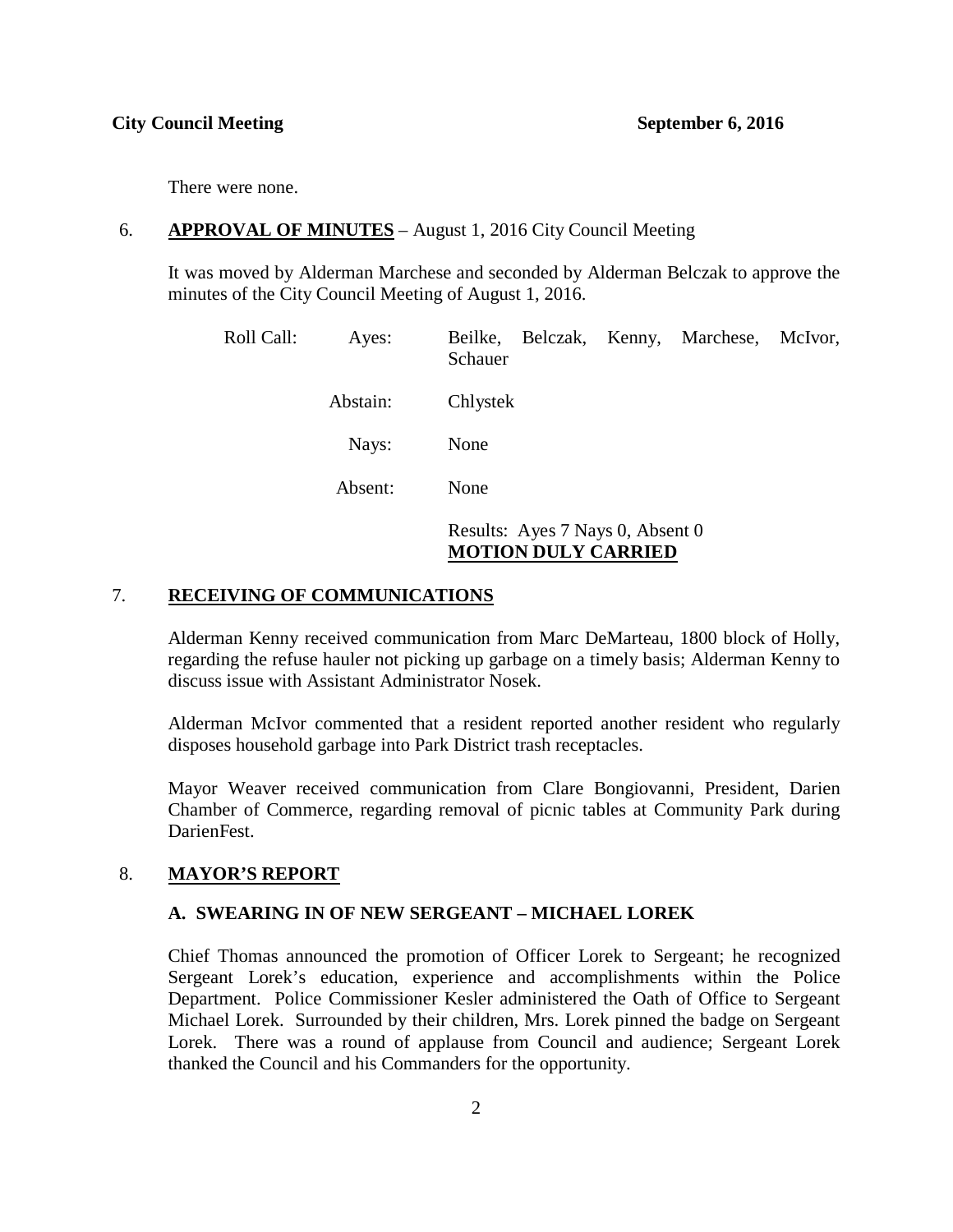There were none.

6. **APPROVAL OF MINUTES** – August 1, 2016 City Council Meeting

   It was moved by Alderman Marchese and seconded by Alderman Belczak to approve the minutes of the City Council Meeting of August 1, 2016.

   | Roll Call: | Ayes: | Beilke, Belczak, Kenny, Marchese, McIvor, Schauer |
   |---|---|---|
   | | Abstain: | Chlystek |
   | | Nays: | None |
   | | Absent: | None |

   Results: Ayes 7 Nays 0, Absent 0
   **MOTION DULY CARRIED**

7. **RECEIVING OF COMMUNICATIONS**

   Alderman Kenny received communication from Marc DeMarteau, 1800 block of Holly, regarding the refuse hauler not picking up garbage on a timely basis; Alderman Kenny to discuss issue with Assistant Administrator Nosek.

   Alderman McIvor commented that a resident reported another resident who regularly disposes household garbage into Park District trash receptacles.

   Mayor Weaver received communication from Clare Bongiovanni, President, Darien Chamber of Commerce, regarding removal of picnic tables at Community Park during DarienFest.

8. **MAYOR'S REPORT**

   **A. SWEARING IN OF NEW SERGEANT – MICHAEL LOREK**

   Chief Thomas announced the promotion of Officer Lorek to Sergeant; he recognized Sergeant Lorek's education, experience and accomplishments within the Police Department. Police Commissioner Kesler administered the Oath of Office to Sergeant Michael Lorek. Surrounded by their children, Mrs. Lorek pinned the badge on Sergeant Lorek. There was a round of applause from Council and audience; Sergeant Lorek thanked the Council and his Commanders for the opportunity.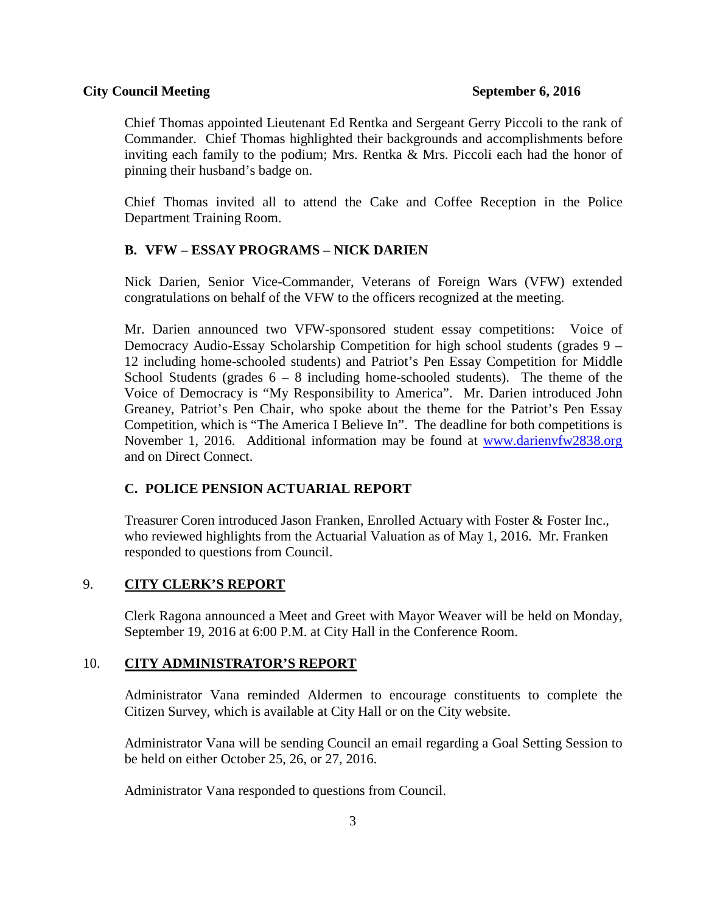Chief Thomas appointed Lieutenant Ed Rentka and Sergeant Gerry Piccoli to the rank of Commander. Chief Thomas highlighted their backgrounds and accomplishments before inviting each family to the podium; Mrs. Rentka & Mrs. Piccoli each had the honor of pinning their husband's badge on.

Chief Thomas invited all to attend the Cake and Coffee Reception in the Police Department Training Room.

### B. VFW – ESSAY PROGRAMS – NICK DARIEN

Nick Darien, Senior Vice-Commander, Veterans of Foreign Wars (VFW) extended congratulations on behalf of the VFW to the officers recognized at the meeting.

Mr. Darien announced two VFW-sponsored student essay competitions: Voice of Democracy Audio-Essay Scholarship Competition for high school students (grades 9 – 12 including home-schooled students) and Patriot's Pen Essay Competition for Middle School Students (grades 6 – 8 including home-schooled students). The theme of the Voice of Democracy is "My Responsibility to America". Mr. Darien introduced John Greaney, Patriot's Pen Chair, who spoke about the theme for the Patriot's Pen Essay Competition, which is "The America I Believe In". The deadline for both competitions is November 1, 2016. Additional information may be found at [www.darienvfw2838.org](http://www.darienvfw2838.org) and on Direct Connect.

### C. POLICE PENSION ACTUARIAL REPORT

Treasurer Coren introduced Jason Franken, Enrolled Actuary with Foster & Foster Inc., who reviewed highlights from the Actuarial Valuation as of May 1, 2016. Mr. Franken responded to questions from Council.

## 9. CITY CLERK'S REPORT

Clerk Ragona announced a Meet and Greet with Mayor Weaver will be held on Monday, September 19, 2016 at 6:00 P.M. at City Hall in the Conference Room.

## 10. CITY ADMINISTRATOR'S REPORT

Administrator Vana reminded Aldermen to encourage constituents to complete the Citizen Survey, which is available at City Hall or on the City website.

Administrator Vana will be sending Council an email regarding a Goal Setting Session to be held on either October 25, 26, or 27, 2016.

Administrator Vana responded to questions from Council.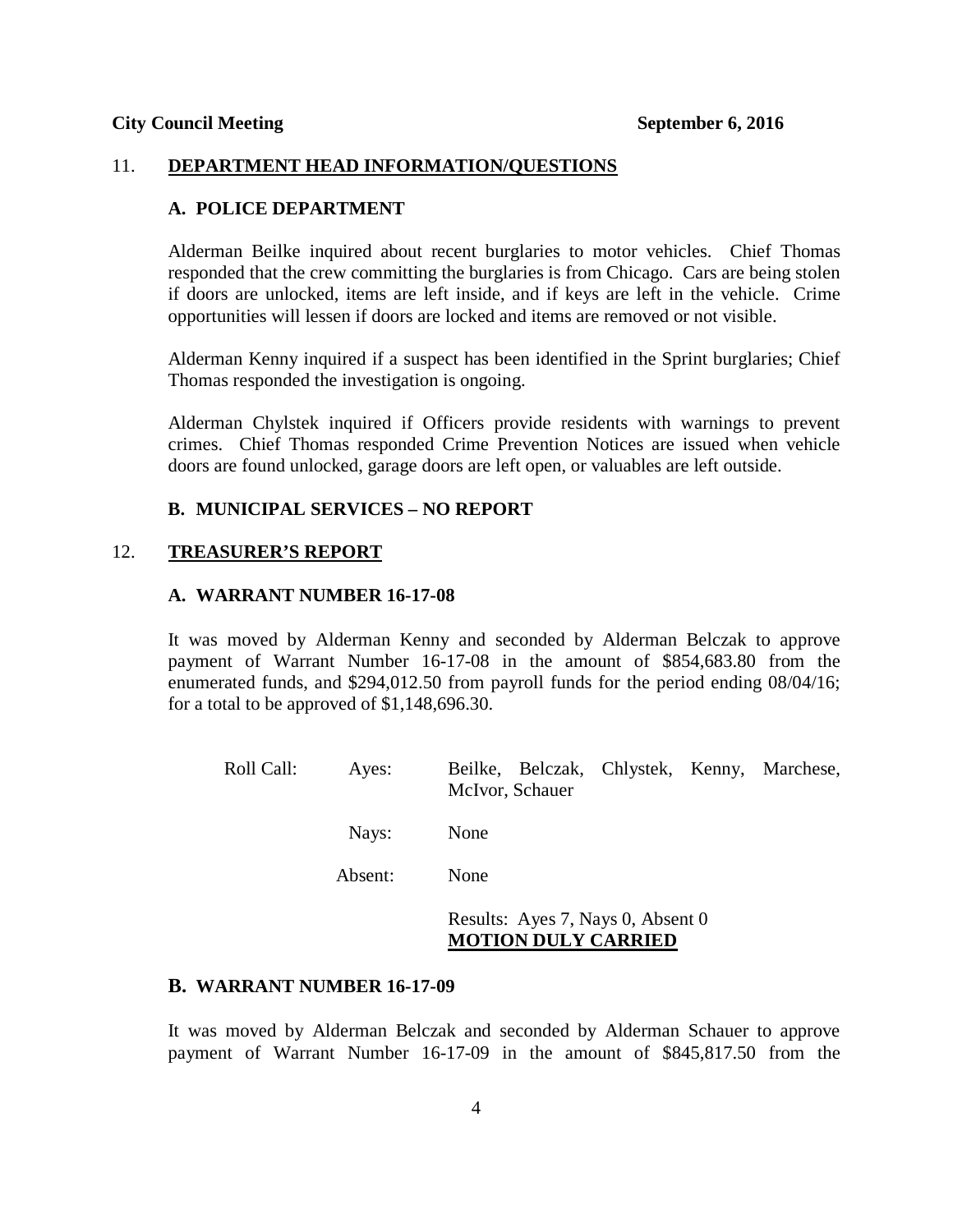## 11. DEPARTMENT HEAD INFORMATION/QUESTIONS

### A. POLICE DEPARTMENT

Alderman Beilke inquired about recent burglaries to motor vehicles. Chief Thomas responded that the crew committing the burglaries is from Chicago. Cars are being stolen if doors are unlocked, items are left inside, and if keys are left in the vehicle. Crime opportunities will lessen if doors are locked and items are removed or not visible.

Alderman Kenny inquired if a suspect has been identified in the Sprint burglaries; Chief Thomas responded the investigation is ongoing.

Alderman Chylstek inquired if Officers provide residents with warnings to prevent crimes. Chief Thomas responded Crime Prevention Notices are issued when vehicle doors are found unlocked, garage doors are left open, or valuables are left outside.

### B. MUNICIPAL SERVICES – NO REPORT

## 12. TREASURER'S REPORT

### A. WARRANT NUMBER 16-17-08

It was moved by Alderman Kenny and seconded by Alderman Belczak to approve payment of Warrant Number 16-17-08 in the amount of $854,683.80 from the enumerated funds, and $294,012.50 from payroll funds for the period ending 08/04/16; for a total to be approved of $1,148,696.30.

Roll Call:
- Ayes: Beilke, Belczak, Chlystek, Kenny, Marchese, McIvor, Schauer
- Nays: None
- Absent: None

Results: Ayes 7, Nays 0, Absent 0
**MOTION DULY CARRIED**

### B. WARRANT NUMBER 16-17-09

It was moved by Alderman Belczak and seconded by Alderman Schauer to approve payment of Warrant Number 16-17-09 in the amount of $845,817.50 from the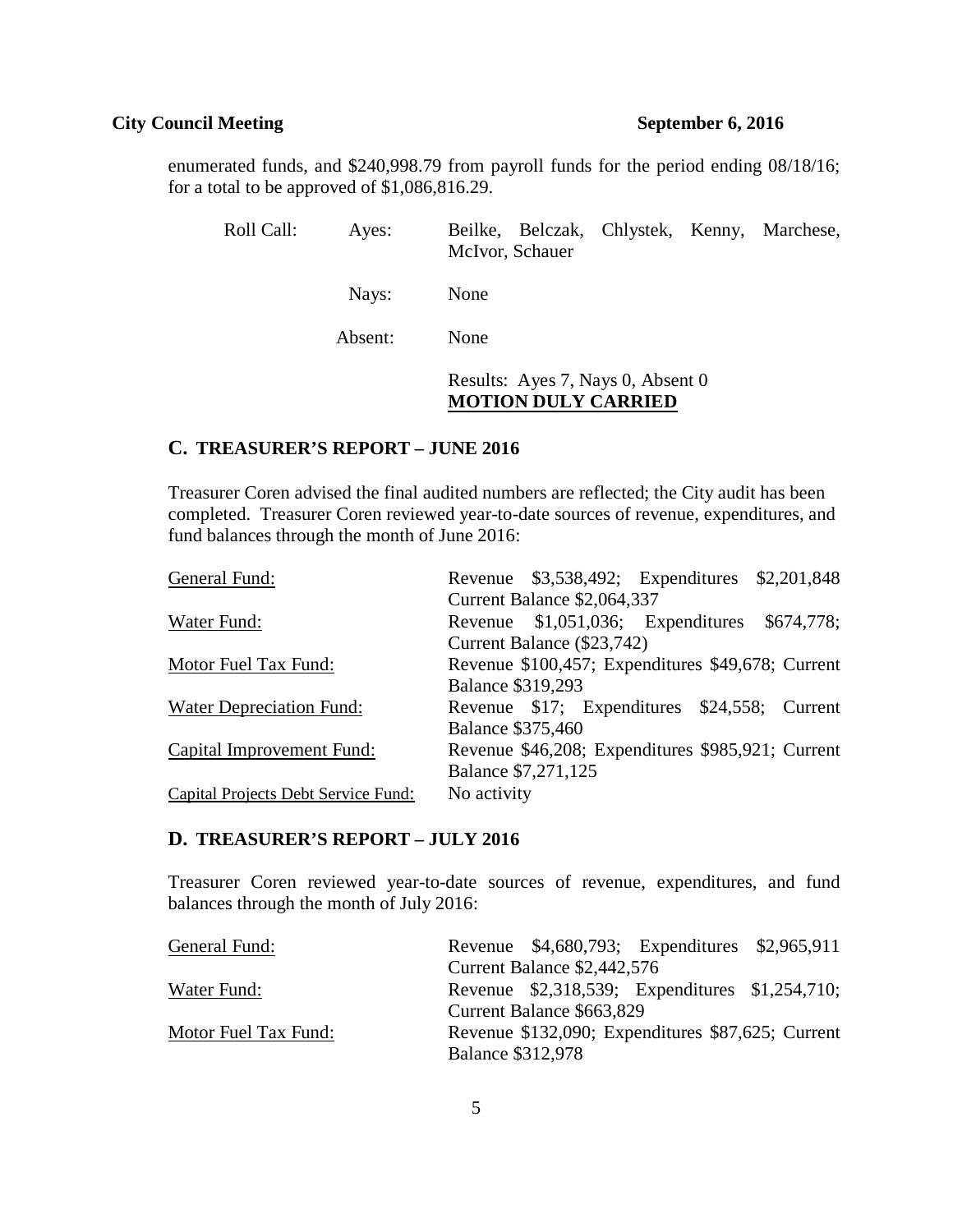enumerated funds, and $240,998.79 from payroll funds for the period ending 08/18/16; for a total to be approved of $1,086,816.29.

| Roll Call: | Ayes: | Beilke, Belczak, Chlystek, Kenny, Marchese, McIvor, Schauer |
|---|---|---|
| | Nays: | None |
| | Absent: | None |
| | | Results: Ayes 7, Nays 0, Absent 0 **MOTION DULY CARRIED** |

## C. TREASURER'S REPORT – JUNE 2016

Treasurer Coren advised the final audited numbers are reflected; the City audit has been completed. Treasurer Coren reviewed year-to-date sources of revenue, expenditures, and fund balances through the month of June 2016:

| Fund | Details |
|---|---|
| General Fund: | Revenue $3,538,492; Expenditures $2,201,848 Current Balance $2,064,337 |
| Water Fund: | Revenue $1,051,036; Expenditures $674,778; Current Balance ($23,742) |
| Motor Fuel Tax Fund: | Revenue $100,457; Expenditures $49,678; Current Balance $319,293 |
| Water Depreciation Fund: | Revenue $17; Expenditures $24,558; Current Balance $375,460 |
| Capital Improvement Fund: | Revenue $46,208; Expenditures $985,921; Current Balance $7,271,125 |
| Capital Projects Debt Service Fund: | No activity |

## D. TREASURER'S REPORT – JULY 2016

Treasurer Coren reviewed year-to-date sources of revenue, expenditures, and fund balances through the month of July 2016:

| Fund | Details |
|---|---|
| General Fund: | Revenue $4,680,793; Expenditures $2,965,911 Current Balance $2,442,576 |
| Water Fund: | Revenue $2,318,539; Expenditures $1,254,710; Current Balance $663,829 |
| Motor Fuel Tax Fund: | Revenue $132,090; Expenditures $87,625; Current Balance $312,978 |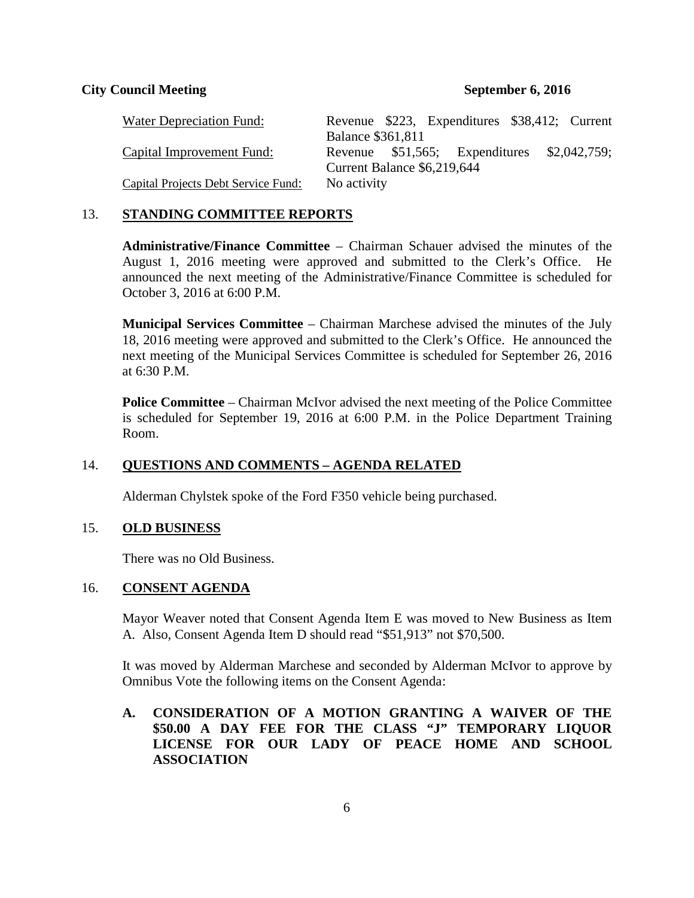| | |
|---|---|
| Water Depreciation Fund: | Revenue $223, Expenditures $38,412; Current Balance $361,811 |
| Capital Improvement Fund: | Revenue $51,565; Expenditures $2,042,759; Current Balance $6,219,644 |
| Capital Projects Debt Service Fund: | No activity |

## 13. STANDING COMMITTEE REPORTS

**Administrative/Finance Committee** – Chairman Schauer advised the minutes of the August 1, 2016 meeting were approved and submitted to the Clerk's Office. He announced the next meeting of the Administrative/Finance Committee is scheduled for October 3, 2016 at 6:00 P.M.

**Municipal Services Committee** – Chairman Marchese advised the minutes of the July 18, 2016 meeting were approved and submitted to the Clerk's Office. He announced the next meeting of the Municipal Services Committee is scheduled for September 26, 2016 at 6:30 P.M.

**Police Committee** – Chairman McIvor advised the next meeting of the Police Committee is scheduled for September 19, 2016 at 6:00 P.M. in the Police Department Training Room.

## 14. QUESTIONS AND COMMENTS – AGENDA RELATED

Alderman Chylstek spoke of the Ford F350 vehicle being purchased.

## 15. OLD BUSINESS

There was no Old Business.

## 16. CONSENT AGENDA

Mayor Weaver noted that Consent Agenda Item E was moved to New Business as Item A. Also, Consent Agenda Item D should read "$51,913" not $70,500.

It was moved by Alderman Marchese and seconded by Alderman McIvor to approve by Omnibus Vote the following items on the Consent Agenda:

**A. CONSIDERATION OF A MOTION GRANTING A WAIVER OF THE $50.00 A DAY FEE FOR THE CLASS "J" TEMPORARY LIQUOR LICENSE FOR OUR LADY OF PEACE HOME AND SCHOOL ASSOCIATION**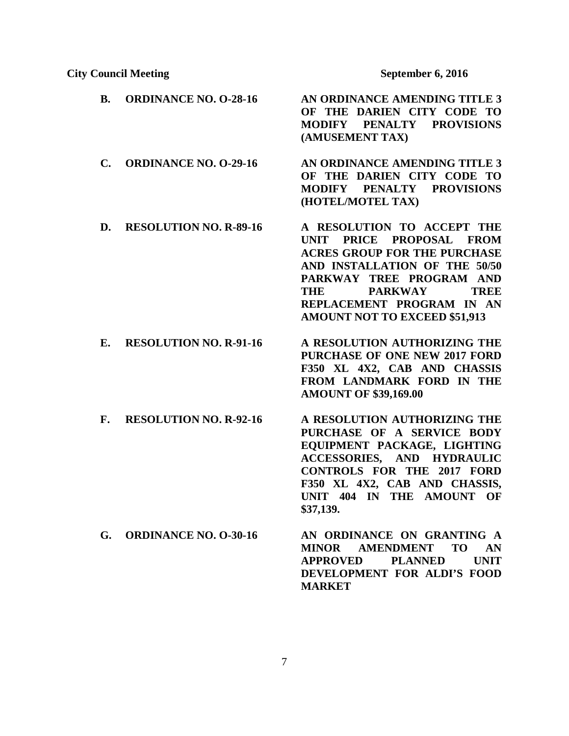**B. ORDINANCE NO. O-28-16** — **AN ORDINANCE AMENDING TITLE 3 OF THE DARIEN CITY CODE TO MODIFY PENALTY PROVISIONS (AMUSEMENT TAX)**

**C. ORDINANCE NO. O-29-16** — **AN ORDINANCE AMENDING TITLE 3 OF THE DARIEN CITY CODE TO MODIFY PENALTY PROVISIONS (HOTEL/MOTEL TAX)**

**D. RESOLUTION NO. R-89-16** — **A RESOLUTION TO ACCEPT THE UNIT PRICE PROPOSAL FROM ACRES GROUP FOR THE PURCHASE AND INSTALLATION OF THE 50/50 PARKWAY TREE PROGRAM AND THE PARKWAY TREE REPLACEMENT PROGRAM IN AN AMOUNT NOT TO EXCEED $51,913**

**E. RESOLUTION NO. R-91-16** — **A RESOLUTION AUTHORIZING THE PURCHASE OF ONE NEW 2017 FORD F350 XL 4X2, CAB AND CHASSIS FROM LANDMARK FORD IN THE AMOUNT OF $39,169.00**

**F. RESOLUTION NO. R-92-16** — **A RESOLUTION AUTHORIZING THE PURCHASE OF A SERVICE BODY EQUIPMENT PACKAGE, LIGHTING ACCESSORIES, AND HYDRAULIC CONTROLS FOR THE 2017 FORD F350 XL 4X2, CAB AND CHASSIS, UNIT 404 IN THE AMOUNT OF $37,139.**

**G. ORDINANCE NO. O-30-16** — **AN ORDINANCE ON GRANTING A MINOR AMENDMENT TO AN APPROVED PLANNED UNIT DEVELOPMENT FOR ALDI'S FOOD MARKET**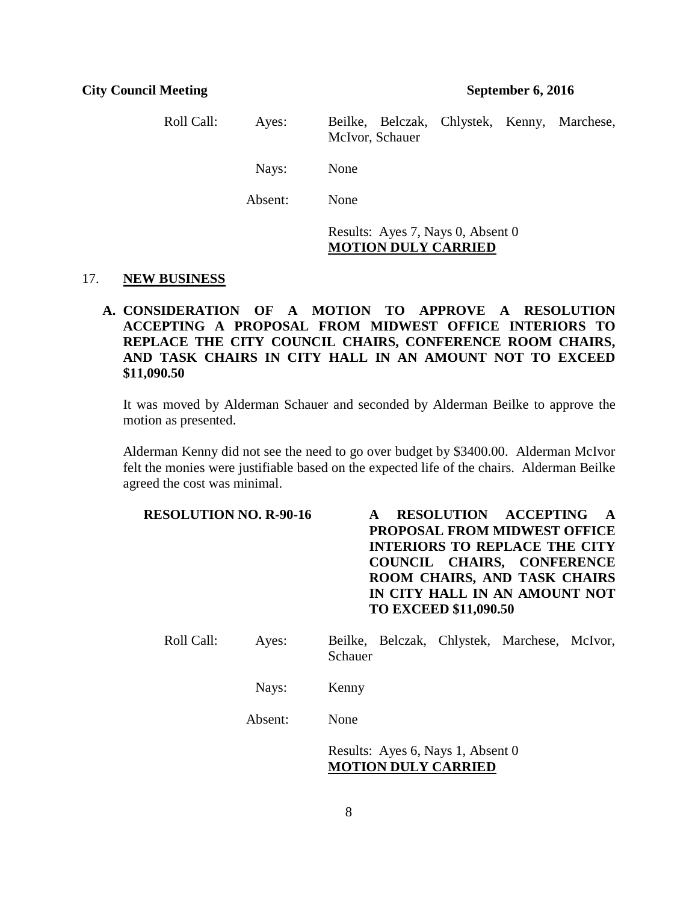Roll Call: Ayes: Beilke, Belczak, Chlystek, Kenny, Marchese, McIvor, Schauer

Nays: None

Absent: None

Results: Ayes 7, Nays 0, Absent 0
**MOTION DULY CARRIED**

17. **NEW BUSINESS**

**A. CONSIDERATION OF A MOTION TO APPROVE A RESOLUTION ACCEPTING A PROPOSAL FROM MIDWEST OFFICE INTERIORS TO REPLACE THE CITY COUNCIL CHAIRS, CONFERENCE ROOM CHAIRS, AND TASK CHAIRS IN CITY HALL IN AN AMOUNT NOT TO EXCEED $11,090.50**

It was moved by Alderman Schauer and seconded by Alderman Beilke to approve the motion as presented.

Alderman Kenny did not see the need to go over budget by $3400.00. Alderman McIvor felt the monies were justifiable based on the expected life of the chairs. Alderman Beilke agreed the cost was minimal.

**RESOLUTION NO. R-90-16** **A RESOLUTION ACCEPTING A PROPOSAL FROM MIDWEST OFFICE INTERIORS TO REPLACE THE CITY COUNCIL CHAIRS, CONFERENCE ROOM CHAIRS, AND TASK CHAIRS IN CITY HALL IN AN AMOUNT NOT TO EXCEED $11,090.50**

Roll Call: Ayes: Beilke, Belczak, Chlystek, Marchese, McIvor, Schauer

Nays: Kenny

Absent: None

Results: Ayes 6, Nays 1, Absent 0
**MOTION DULY CARRIED**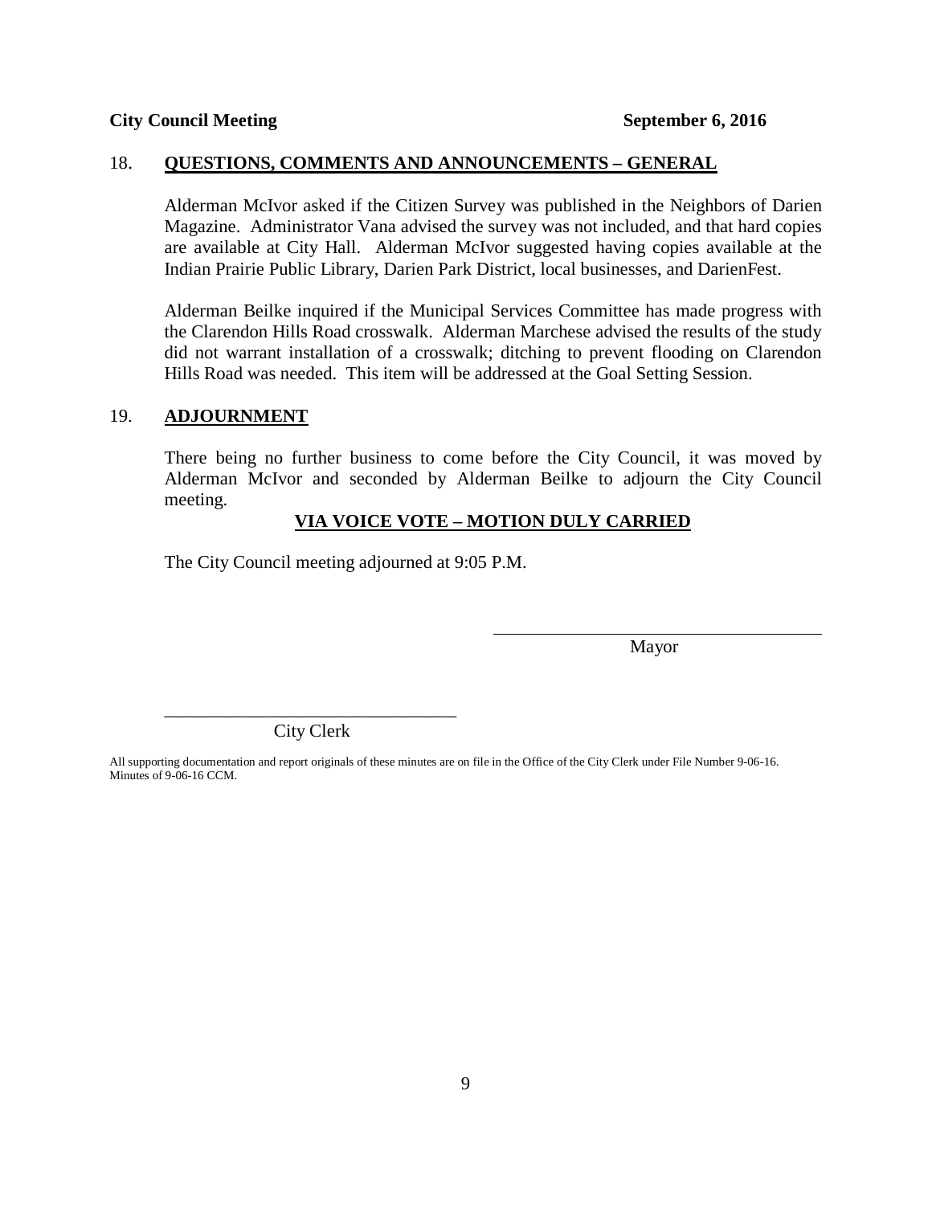18. **QUESTIONS, COMMENTS AND ANNOUNCEMENTS – GENERAL**

Alderman McIvor asked if the Citizen Survey was published in the Neighbors of Darien Magazine. Administrator Vana advised the survey was not included, and that hard copies are available at City Hall. Alderman McIvor suggested having copies available at the Indian Prairie Public Library, Darien Park District, local businesses, and DarienFest.

Alderman Beilke inquired if the Municipal Services Committee has made progress with the Clarendon Hills Road crosswalk. Alderman Marchese advised the results of the study did not warrant installation of a crosswalk; ditching to prevent flooding on Clarendon Hills Road was needed. This item will be addressed at the Goal Setting Session.

19. **ADJOURNMENT**

There being no further business to come before the City Council, it was moved by Alderman McIvor and seconded by Alderman Beilke to adjourn the City Council meeting.

**VIA VOICE VOTE – MOTION DULY CARRIED**

The City Council meeting adjourned at 9:05 P.M.

\_\_\_\_\_\_\_\_\_\_\_\_\_\_\_\_\_\_\_\_\_\_\_\_\_\_\_\_\_\_\_\_\_\_

Mayor

\_\_\_\_\_\_\_\_\_\_\_\_\_\_\_\_\_\_\_\_\_\_\_\_\_\_\_\_\_\_\_\_\_\_

City Clerk

All supporting documentation and report originals of these minutes are on file in the Office of the City Clerk under File Number 9-06-16.
Minutes of 9-06-16 CCM.